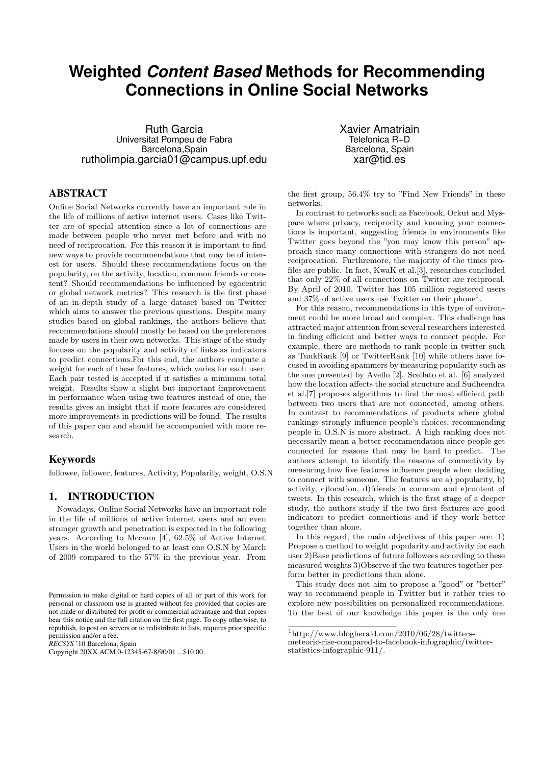# Weighted *Content Based* Methods for Recommending Connections in Online Social Networks

Ruth Garcia
Universitat Pompeu de Fabra
Barcelona,Spain
rutholimpia.garcia01@campus.upf.edu

Xavier Amatriain
Telefonica R+D
Barcelona, Spain
xar@tid.es

## ABSTRACT

Online Social Networks currently have an important role in the life of millions of active internet users. Cases like Twitter are of special attention since a lot of connections are made between people who never met before and with no need of reciprocation. For this reason it is important to find new ways to provide recommendations that may be of interest for users. Should these recommendations focus on the popularity, on the activity, location, common friends or content? Should recommendations be influenced by egocentric or global network metrics? This research is the first phase of an in-depth study of a large dataset based on Twitter which aims to answer the previous questions. Despite many studies based on global rankings, the authors believe that recommendations should mostly be based on the preferences made by users in their own networks. This stage of the study focuses on the popularity and activity of links as indicators to predict connections.For this end, the authors compute a weight for each of these features, which varies for each user. Each pair tested is accepted if it satisfies a minimum total weight. Results show a slight but important improvement in performance when using two features instead of one, the results gives an insight that if more features are considered more improvements in predictions will be found. The results of this paper can and should be accompanied with more research.

### Keywords

followee, follower, features, Activity, Popularity, weight, O.S.N

## 1. INTRODUCTION

Nowadays, Online Social Networks have an important role in the life of millions of active internet users and an even stronger growth and penetration is expected in the following years. According to Mccann [4], 62.5% of Active Internet Users in the world belonged to at least one O.S.N by March of 2009 compared to the 57% in the previous year. From the first group, 56.4% try to "Find New Friends" in these networks.

In contrast to networks such as Facebook, Orkut and Myspace where privacy, reciprocity and knowing your connections is important, suggesting friends in environments like Twitter goes beyond the "you may know this person" approach since many connections with strangers do not need reciprocation. Furthremore, the majority of the times profiles are public. In fact, KwaK et al.[3], researches concluded that only 22% of all connections on Twitter are reciprocal. By April of 2010, Twitter has 105 million registered users and 37% of active users use Twitter on their phone[1].

For this reason, recommendations in this type of environment could be more broad and complex. This challenge has attracted major attention from several researchers interested in finding efficient and better ways to connect people. For example, there are methods to rank people in twitter such as TunkRank [9] or TwitterRank [10] while others have focused in avoiding spammers by measuring popularity such as the one presented by Avello [2]. Scellato et al. [6] analyzed how the location affects the social structure and Sudheendra et al.[7] proposes algorithms to find the most efficient path between two users that are not connected, among others. In contrast to recommendations of products where global rankings strongly influence people's choices, recommending people in O.S.N is more abstract. A high ranking does not necessarily mean a better recommendation since people get connected for reasons that may be hard to predict. The authors attempt to identify the reasons of connectivity by measuring how five features influence people when deciding to connect with someone. The features are a) popularity, b) activity, c)location, d)friends in common and e)content of tweets. In this research, which is the first stage of a deeper study, the authors study if the two first features are good indicators to predict connections and if they work better together than alone.

In this regard, the main objectives of this paper are: 1) Propose a method to weight popularity and activity for each user 2)Base predictions of future followees according to these measured weights 3)Observe if the two features together perform better in predictions than alone.

This study does not aim to propose a "good" or "better" way to recommend people in Twitter but it rather tries to explore new possibilities on personalized recommendations. To the best of our knowledge this paper is the only one

[1]http://www.blogherald.com/2010/06/28/twitters-meteoric-rise-compared-to-facebook-infographic/twitter-statistics-infographic-911/.

Permission to make digital or hard copies of all or part of this work for personal or classroom use is granted without fee provided that copies are not made or distributed for profit or commercial advantage and that copies bear this notice and the full citation on the first page. To copy otherwise, to republish, to post on servers or to redistribute to lists, requires prior specific permission and/or a fee.
*RECSYS* '10 Barcelona, Spain
Copyright 20XX ACM 0-12345-67-8/90/01 ...$10.00.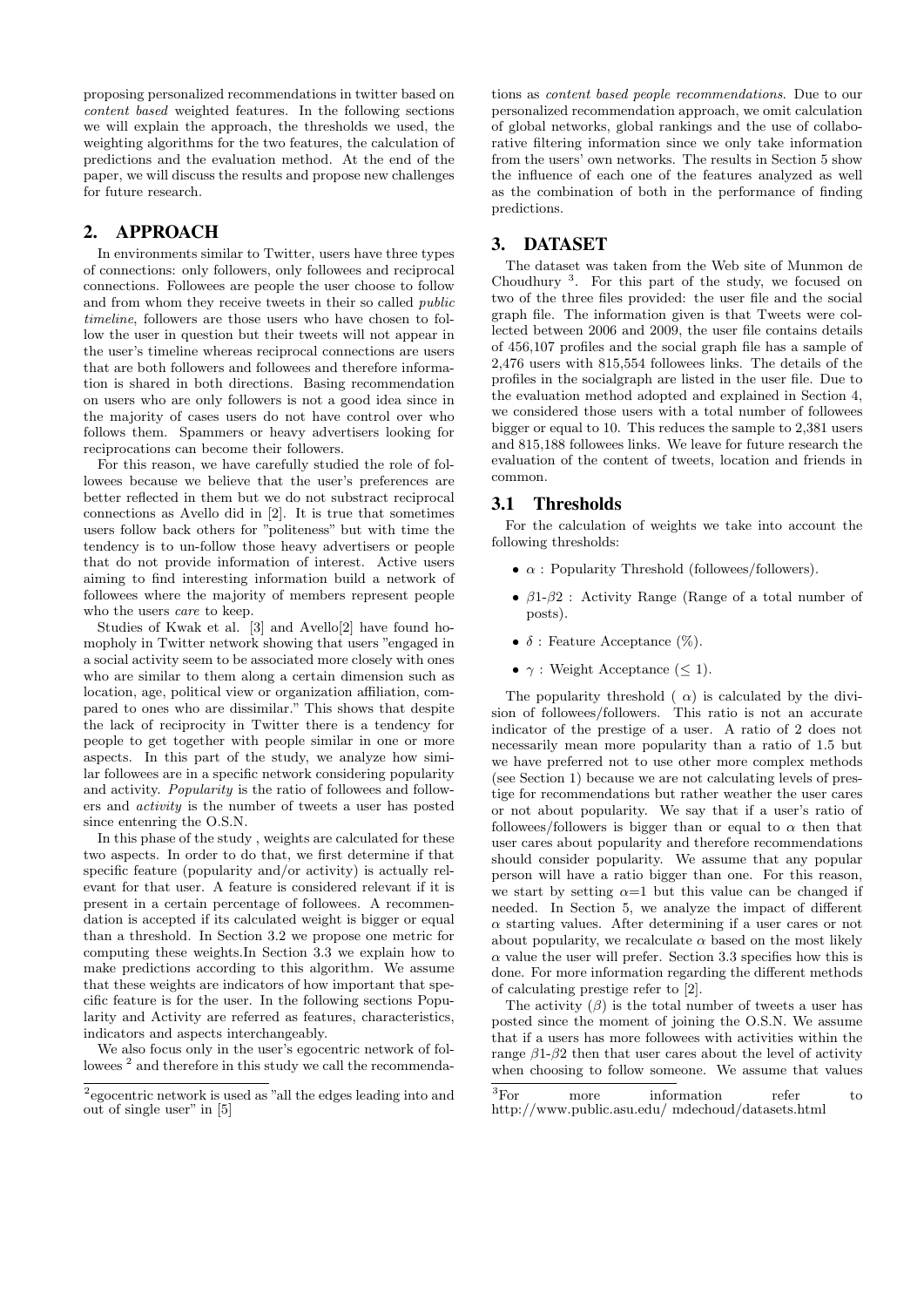proposing personalized recommendations in twitter based on *content based* weighted features. In the following sections we will explain the approach, the thresholds we used, the weighting algorithms for the two features, the calculation of predictions and the evaluation method. At the end of the paper, we will discuss the results and propose new challenges for future research.

## 2. APPROACH

In environments similar to Twitter, users have three types of connections: only followers, only followees and reciprocal connections. Followees are people the user choose to follow and from whom they receive tweets in their so called *public timeline*, followers are those users who have chosen to follow the user in question but their tweets will not appear in the user's timeline whereas reciprocal connections are users that are both followers and followees and therefore information is shared in both directions. Basing recommendation on users who are only followers is not a good idea since in the majority of cases users do not have control over who follows them. Spammers or heavy advertisers looking for reciprocations can become their followers.

For this reason, we have carefully studied the role of followees because we believe that the user's preferences are better reflected in them but we do not substract reciprocal connections as Avello did in [2]. It is true that sometimes users follow back others for "politeness" but with time the tendency is to un-follow those heavy advertisers or people that do not provide information of interest. Active users aiming to find interesting information build a network of followees where the majority of members represent people who the users *care* to keep.

Studies of Kwak et al. [3] and Avello[2] have found homopholy in Twitter network showing that users "engaged in a social activity seem to be associated more closely with ones who are similar to them along a certain dimension such as location, age, political view or organization affiliation, compared to ones who are dissimilar." This shows that despite the lack of reciprocity in Twitter there is a tendency for people to get together with people similar in one or more aspects. In this part of the study, we analyze how similar followees are in a specific network considering popularity and activity. *Popularity* is the ratio of followees and followers and *activity* is the number of tweets a user has posted since entenring the O.S.N.

In this phase of the study , weights are calculated for these two aspects. In order to do that, we first determine if that specific feature (popularity and/or activity) is actually relevant for that user. A feature is considered relevant if it is present in a certain percentage of followees. A recommendation is accepted if its calculated weight is bigger or equal than a threshold. In Section 3.2 we propose one metric for computing these weights.In Section 3.3 we explain how to make predictions according to this algorithm. We assume that these weights are indicators of how important that specific feature is for the user. In the following sections Popularity and Activity are referred as features, characteristics, indicators and aspects interchangeably.

We also focus only in the user's egocentric network of followees [2] and therefore in this study we call the recommendations as *content based people recommendations*. Due to our personalized recommendation approach, we omit calculation of global networks, global rankings and the use of collaborative filtering information since we only take information from the users' own networks. The results in Section 5 show the influence of each one of the features analyzed as well as the combination of both in the performance of finding predictions.

## 3. DATASET

The dataset was taken from the Web site of Munmon de Choudhury [3]. For this part of the study, we focused on two of the three files provided: the user file and the social graph file. The information given is that Tweets were collected between 2006 and 2009, the user file contains details of 456,107 profiles and the social graph file has a sample of 2,476 users with 815,554 followees links. The details of the profiles in the socialgraph are listed in the user file. Due to the evaluation method adopted and explained in Section 4, we considered those users with a total number of followees bigger or equal to 10. This reduces the sample to 2,381 users and 815,188 followees links. We leave for future research the evaluation of the content of tweets, location and friends in common.

### 3.1 Thresholds

For the calculation of weights we take into account the following thresholds:

- $\alpha$ : Popularity Threshold (followees/followers).
- $\beta 1$-$\beta 2$ : Activity Range (Range of a total number of posts).
- $\delta$ : Feature Acceptance (%).
- $\gamma$ : Weight Acceptance ($\leq 1$).

The popularity threshold ( $\alpha$) is calculated by the division of followees/followers. This ratio is not an accurate indicator of the prestige of a user. A ratio of 2 does not necessarily mean more popularity than a ratio of 1.5 but we have preferred not to use other more complex methods (see Section 1) because we are not calculating levels of prestige for recommendations but rather weather the user cares or not about popularity. We say that if a user's ratio of followees/followers is bigger than or equal to $\alpha$ then that user cares about popularity and therefore recommendations should consider popularity. We assume that any popular person will have a ratio bigger than one. For this reason, we start by setting $\alpha$=1 but this value can be changed if needed. In Section 5, we analyze the impact of different $\alpha$ starting values. After determining if a user cares or not about popularity, we recalculate $\alpha$ based on the most likely $\alpha$ value the user will prefer. Section 3.3 specifies how this is done. For more information regarding the different methods of calculating prestige refer to [2].

The activity ($\beta$) is the total number of tweets a user has posted since the moment of joining the O.S.N. We assume that if a users has more followees with activities within the range $\beta 1$-$\beta 2$ then that user cares about the level of activity when choosing to follow someone. We assume that values

[2] egocentric network is used as "all the edges leading into and out of single user" in [5]

[3] For more information refer to http://www.public.asu.edu/ mdechoud/datasets.html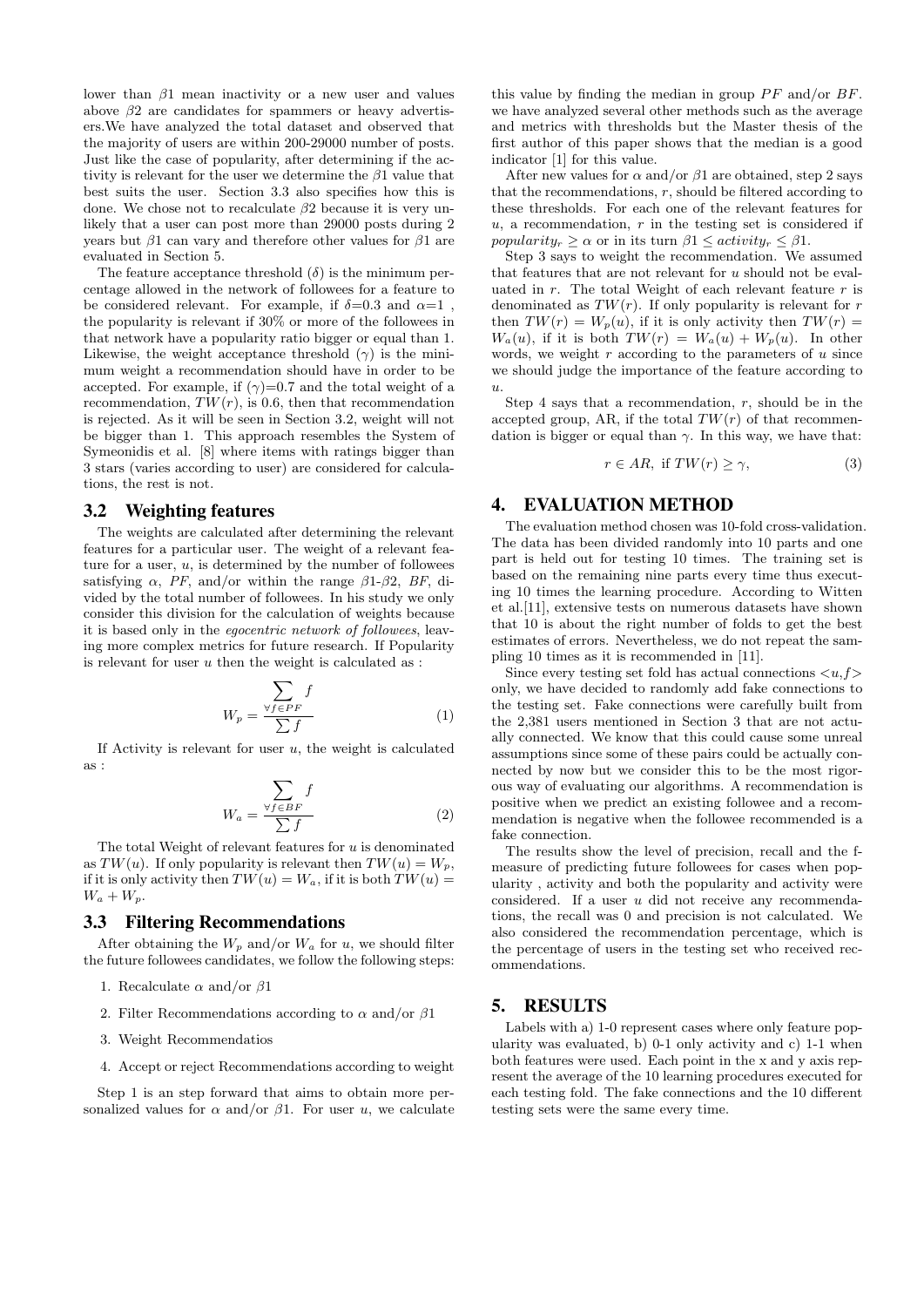lower than $\beta 1$ mean inactivity or a new user and values above $\beta 2$ are candidates for spammers or heavy advertisers.We have analyzed the total dataset and observed that the majority of users are within 200-29000 number of posts. Just like the case of popularity, after determining if the activity is relevant for the user we determine the $\beta 1$ value that best suits the user. Section 3.3 also specifies how this is done. We chose not to recalculate $\beta 2$ because it is very unlikely that a user can post more than 29000 posts during 2 years but $\beta 1$ can vary and therefore other values for $\beta 1$ are evaluated in Section 5.

The feature acceptance threshold ($\delta$) is the minimum percentage allowed in the network of followees for a feature to be considered relevant. For example, if $\delta$=0.3 and $\alpha$=1 , the popularity is relevant if 30% or more of the followees in that network have a popularity ratio bigger or equal than 1. Likewise, the weight acceptance threshold ($\gamma$) is the minimum weight a recommendation should have in order to be accepted. For example, if ($\gamma$)=0.7 and the total weight of a recommendation, $TW(r)$, is 0.6, then that recommendation is rejected. As it will be seen in Section 3.2, weight will not be bigger than 1. This approach resembles the System of Symeonidis et al. [8] where items with ratings bigger than 3 stars (varies according to user) are considered for calculations, the rest is not.

## 3.2 Weighting features

The weights are calculated after determining the relevant features for a particular user. The weight of a relevant feature for a user, $u$, is determined by the number of followees satisfying $\alpha$, *PF*, and/or within the range $\beta 1$-$\beta 2$, *BF*, divided by the total number of followees. In his study we only consider this division for the calculation of weights because it is based only in the *egocentric network of followees*, leaving more complex metrics for future research. If Popularity is relevant for user $u$ then the weight is calculated as :

$$W_p = \frac{\sum\limits_{\forall f \in PF} f}{\sum f} \tag{1}$$

If Activity is relevant for user $u$, the weight is calculated as :

$$W_a = \frac{\sum\limits_{\forall f \in BF} f}{\sum f} \tag{2}$$

The total Weight of relevant features for $u$ is denominated as $TW(u)$. If only popularity is relevant then $TW(u) = W_p$, if it is only activity then $TW(u) = W_a$, if it is both $TW(u) = W_a + W_p$.

## 3.3 Filtering Recommendations

After obtaining the $W_p$ and/or $W_a$ for $u$, we should filter the future followees candidates, we follow the following steps:

1. Recalculate $\alpha$ and/or $\beta 1$
2. Filter Recommendations according to $\alpha$ and/or $\beta 1$
3. Weight Recommendatios
4. Accept or reject Recommendations according to weight

Step 1 is an step forward that aims to obtain more personalized values for $\alpha$ and/or $\beta 1$. For user $u$, we calculate this value by finding the median in group *PF* and/or *BF*. we have analyzed several other methods such as the average and metrics with thresholds but the Master thesis of the first author of this paper shows that the median is a good indicator [1] for this value.

After new values for $\alpha$ and/or $\beta 1$ are obtained, step 2 says that the recommendations, $r$, should be filtered according to these thresholds. For each one of the relevant features for $u$, a recommendation, $r$ in the testing set is considered if $popularity_r \geq \alpha$ or in its turn $\beta 1 \leq activity_r \leq \beta 1$.

Step 3 says to weight the recommendation. We assumed that features that are not relevant for $u$ should not be evaluated in $r$. The total Weight of each relevant feature $r$ is denominated as $TW(r)$. If only popularity is relevant for $r$ then $TW(r) = W_p(u)$, if it is only activity then $TW(r) = W_a(u)$, if it is both $TW(r) = W_a(u) + W_p(u)$. In other words, we weight $r$ according to the parameters of $u$ since we should judge the importance of the feature according to $u$.

Step 4 says that a recommendation, $r$, should be in the accepted group, AR, if the total $TW(r)$ of that recommendation is bigger or equal than $\gamma$. In this way, we have that:

$$r \in AR, \text{ if } TW(r) \geq \gamma, \tag{3}$$

# 4. EVALUATION METHOD

The evaluation method chosen was 10-fold cross-validation. The data has been divided randomly into 10 parts and one part is held out for testing 10 times. The training set is based on the remaining nine parts every time thus executing 10 times the learning procedure. According to Witten et al.[11], extensive tests on numerous datasets have shown that 10 is about the right number of folds to get the best estimates of errors. Nevertheless, we do not repeat the sampling 10 times as it is recommended in [11].

Since every testing set fold has actual connections $<u,f>$ only, we have decided to randomly add fake connections to the testing set. Fake connections were carefully built from the 2,381 users mentioned in Section 3 that are not actually connected. We know that this could cause some unreal assumptions since some of these pairs could be actually connected by now but we consider this to be the most rigorous way of evaluating our algorithms. A recommendation is positive when we predict an existing followee and a recommendation is negative when the followee recommended is a fake connection.

The results show the level of precision, recall and the f-measure of predicting future followees for cases when popularity , activity and both the popularity and activity were considered. If a user $u$ did not receive any recommendations, the recall was 0 and precision is not calculated. We also considered the recommendation percentage, which is the percentage of users in the testing set who received recommendations.

# 5. RESULTS

Labels with a) 1-0 represent cases where only feature popularity was evaluated, b) 0-1 only activity and c) 1-1 when both features were used. Each point in the x and y axis represent the average of the 10 learning procedures executed for each testing fold. The fake connections and the 10 different testing sets were the same every time.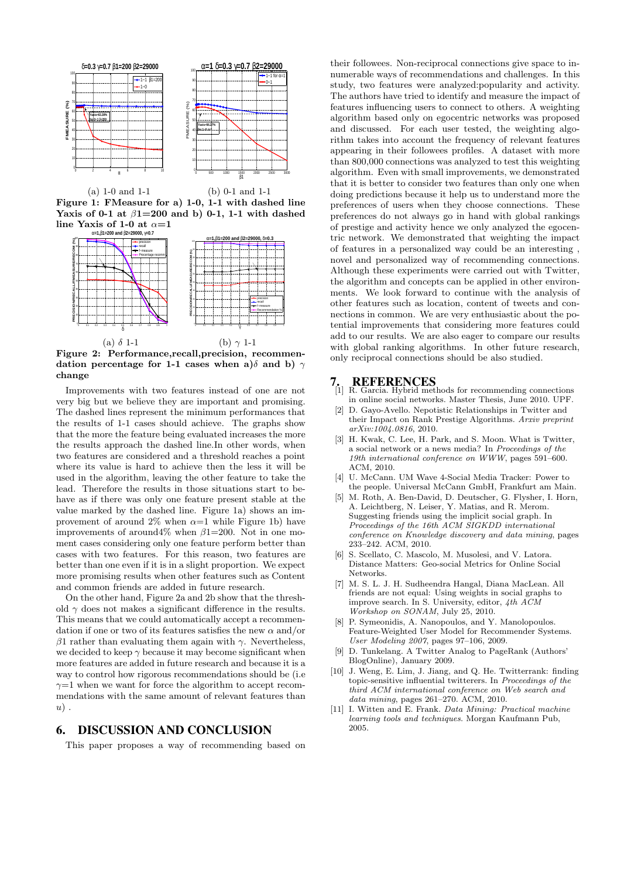δ=0.3 γ=0.7 β1=200 β2=29000

FMEASURE (%)

α

1−1 β1=200
1−0

Yaxis=63.39%
for 1−0 β1=200

α=1 δ=0.3 γ=0.7 β2=29000

FMEASURE (%)

β1

1−1 for α=1
0−1

Yaxis=56.37%
for 1−0 α=1

(a) 1-0 and 1-1 (b) 0-1 and 1-1

**Figure 1: FMeasure for a) 1-0, 1-1 with dashed line Yaxis of 0-1 at $\beta1$=200 and b) 0-1, 1-1 with dashed line Yaxis of 1-0 at $\alpha$=1**

α=1,β1=200 and β2=29000, γ=0.7

PRECISION/RECALL/FMEASURE/RECOM (%)

δ

precision
recall
f-measure
Percentage recomm

α=1,β1=200 and β2=29000, δ=0.3

PRECISION/RECALL/FMEASURE/RECOM (%)

γ

precision
recall
f-measure
Recommendation %

(a) $\delta$ 1-1 (b) $\gamma$ 1-1

**Figure 2: Performance,recall,precision, recommendation percentage for 1-1 cases when a)$\delta$ and b) $\gamma$ change**

Improvements with two features instead of one are not very big but we believe they are important and promising. The dashed lines represent the minimum performances that the results of 1-1 cases should achieve. The graphs show that the more the feature being evaluated increases the more the results approach the dashed line.In other words, when two features are considered and a threshold reaches a point where its value is hard to achieve then the less it will be used in the algorithm, leaving the other feature to take the lead. Therefore the results in those situations start to behave as if there was only one feature present stable at the value marked by the dashed line. Figure 1a) shows an improvement of around 2% when $\alpha$=1 while Figure 1b) have improvements of around4% when $\beta1$=200. Not in one moment cases considering only one feature perform better than cases with two features. For this reason, two features are better than one even if it is in a slight proportion. We expect more promising results when other features such as Content and common friends are added in future research.

On the other hand, Figure 2a and 2b show that the threshold $\gamma$ does not makes a significant difference in the results. This means that we could automatically accept a recommendation if one or two of its features satisfies the new $\alpha$ and/or $\beta1$ rather than evaluating them again with $\gamma$. Nevertheless, we decided to keep $\gamma$ because it may become significant when more features are added in future research and because it is a way to control how rigorous recommendations should be (i.e $\gamma$=1 when we want for force the algorithm to accept recommendations with the same amount of relevant features than $u$) .

## 6. DISCUSSION AND CONCLUSION

This paper proposes a way of recommending based on their followees. Non-reciprocal connections give space to innumerable ways of recommendations and challenges. In this study, two features were analyzed:popularity and activity. The authors have tried to identify and measure the impact of features influencing users to connect to others. A weighting algorithm based only on egocentric networks was proposed and discussed. For each user tested, the weighting algorithm takes into account the frequency of relevant features appearing in their followees profiles. A dataset with more than 800,000 connections was analyzed to test this weighting algorithm. Even with small improvements, we demonstrated that it is better to consider two features than only one when doing predictions because it help us to understand more the preferences of users when they choose connections. These preferences do not always go in hand with global rankings of prestige and activity hence we only analyzed the egocentric network. We demonstrated that weighting the impact of features in a personalized way could be an interesting , novel and personalized way of recommending connections. Although these experiments were carried out with Twitter, the algorithm and concepts can be applied in other environments. We look forward to continue with the analysis of other features such as location, content of tweets and connections in common. We are very enthusiastic about the potential improvements that considering more features could add to our results. We are also eager to compare our results with global ranking algorithms. In other future research, only reciprocal connections should be also studied.

## 7. REFERENCES

[1] R. Garcia. Hybrid methods for recommending connections in online social networks. Master Thesis, June 2010. UPF.

[2] D. Gayo-Avello. Nepotistic Relationships in Twitter and their Impact on Rank Prestige Algorithms. *Arxiv preprint arXiv:1004.0816*, 2010.

[3] H. Kwak, C. Lee, H. Park, and S. Moon. What is Twitter, a social network or a news media? In *Proceedings of the 19th international conference on WWW*, pages 591–600. ACM, 2010.

[4] U. McCann. UM Wave 4-Social Media Tracker: Power to the people. Universal McCann GmbH, Frankfurt am Main.

[5] M. Roth, A. Ben-David, D. Deutscher, G. Flysher, I. Horn, A. Leichtberg, N. Leiser, Y. Matias, and R. Merom. Suggesting friends using the implicit social graph. In *Proceedings of the 16th ACM SIGKDD international conference on Knowledge discovery and data mining*, pages 233–242. ACM, 2010.

[6] S. Scellato, C. Mascolo, M. Musolesi, and V. Latora. Distance Matters: Geo-social Metrics for Online Social Networks.

[7] M. S. L. J. H. Sudheendra Hangal, Diana MacLean. All friends are not equal: Using weights in social graphs to improve search. In S. University, editor, *4th ACM Workshop on SONAM*, July 25, 2010.

[8] P. Symeonidis, A. Nanopoulos, and Y. Manolopoulos. Feature-Weighted User Model for Recommender Systems. *User Modeling 2007*, pages 97–106, 2009.

[9] D. Tunkelang. A Twitter Analog to PageRank (Authors' BlogOnline), January 2009.

[10] J. Weng, E. Lim, J. Jiang, and Q. He. Twitterrank: finding topic-sensitive influential twitterers. In *Proceedings of the third ACM international conference on Web search and data mining*, pages 261–270. ACM, 2010.

[11] I. Witten and E. Frank. *Data Mining: Practical machine learning tools and techniques*. Morgan Kaufmann Pub, 2005.